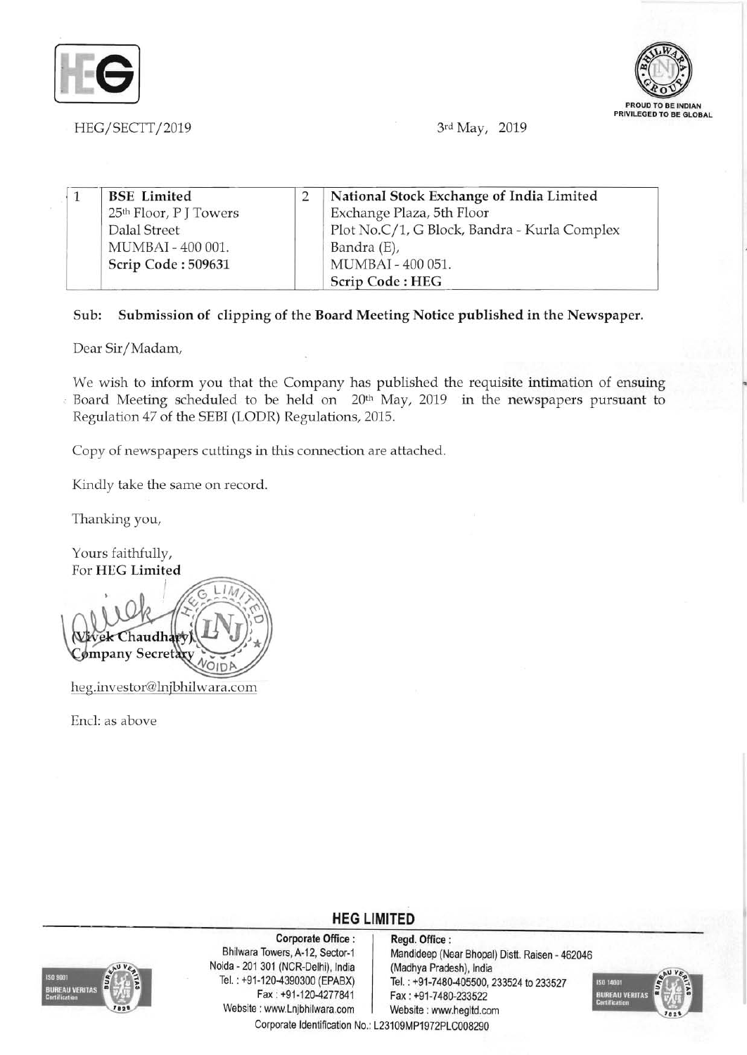HEG/SECTT/2019

3rd May, 2019

| 1 | BSE Limited<br>25th Floor, P J Towers<br>Dalal Street<br>MUMBAI - 400 001.<br>**Scrip Code : 509631** | 2 | National Stock Exchange of India Limited<br>Exchange Plaza, 5th Floor<br>Plot No.C/1, G Block, Bandra - Kurla Complex<br>Bandra (E),<br>MUMBAI - 400 051.<br>**Scrip Code : HEG** |
|---|---|---|---|

Sub: **Submission of clipping of the Board Meeting Notice published in the Newspaper.**

Dear Sir/Madam,

We wish to inform you that the Company has published the requisite intimation of ensuing Board Meeting scheduled to be held on 20th May, 2019 in the newspapers pursuant to Regulation 47 of the SEBI (LODR) Regulations, 2015.

Copy of newspapers cuttings in this connection are attached.

Kindly take the same on record.

Thanking you,

Yours faithfully,
For **HEG Limited**

(Vivek Chaudhary)
Company Secretary

heg.investor@lnjbhilwara.com

Encl: as above

**HEG LIMITED**

**Corporate Office :**
Bhilwara Towers, A-12, Sector-1
Noida - 201 301 (NCR-Delhi), India
Tel. : +91-120-4390300 (EPABX)
Fax : +91-120-4277841
Website : www.Lnjbhilwara.com

**Regd. Office :**
Mandideep (Near Bhopal) Distt. Raisen - 462046
(Madhya Pradesh), India
Tel. : +91-7480-405500, 233524 to 233527
Fax : +91-7480-233522
Website : www.hegltd.com

Corporate Identification No.: L23109MP1972PLC008290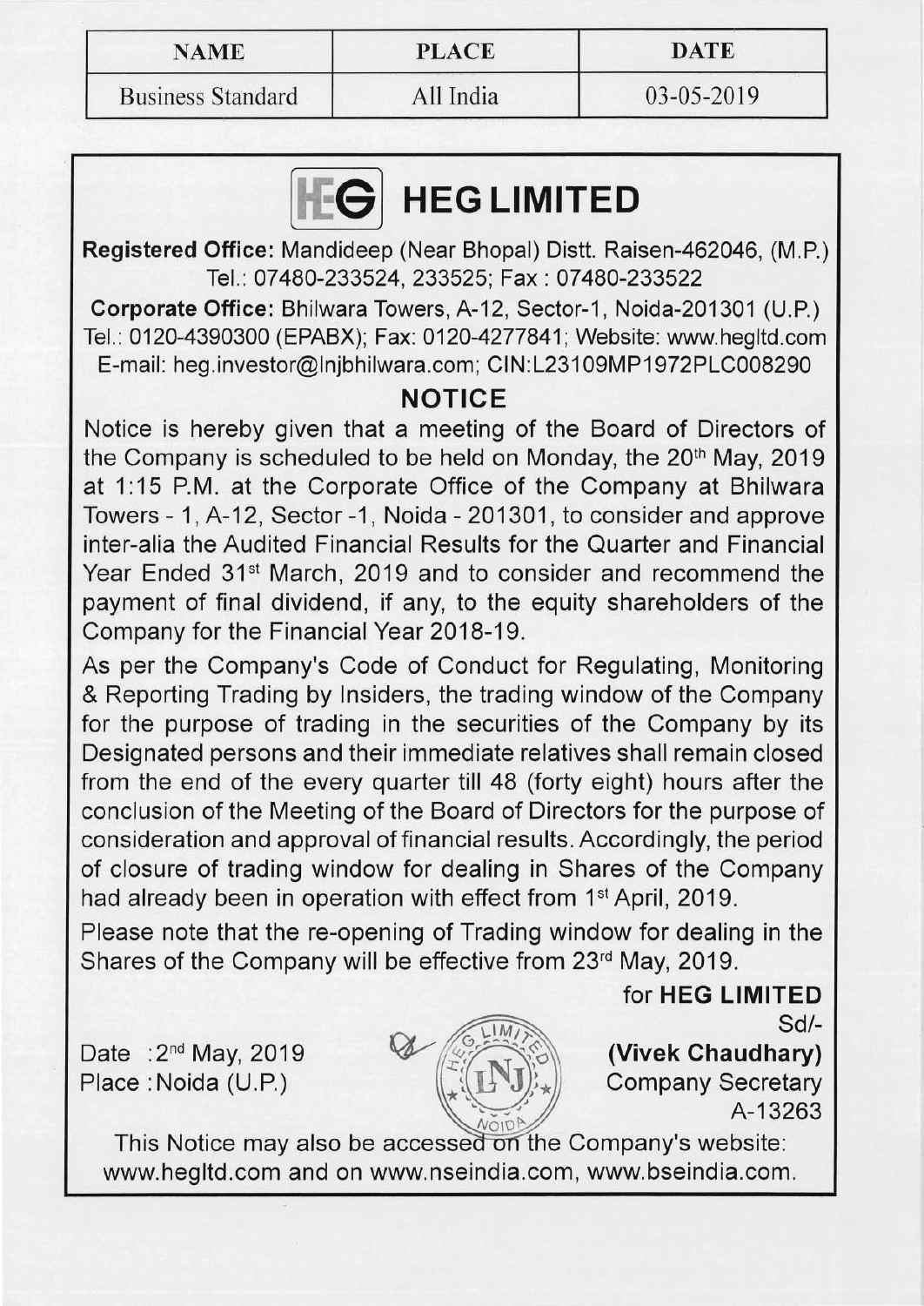| NAME | PLACE | DATE |
| --- | --- | --- |
| Business Standard | All India | 03-05-2019 |

# HEG LIMITED

**Registered Office:** Mandideep (Near Bhopal) Distt. Raisen-462046, (M.P.)
Tel.: 07480-233524, 233525; Fax : 07480-233522

**Corporate Office:** Bhilwara Towers, A-12, Sector-1, Noida-201301 (U.P.)
Tel.: 0120-4390300 (EPABX); Fax: 0120-4277841; Website: www.hegltd.com
E-mail: heg.investor@lnjbhilwara.com; CIN:L23109MP1972PLC008290

## NOTICE

Notice is hereby given that a meeting of the Board of Directors of the Company is scheduled to be held on Monday, the 20th May, 2019 at 1:15 P.M. at the Corporate Office of the Company at Bhilwara Towers - 1, A-12, Sector -1, Noida - 201301, to consider and approve inter-alia the Audited Financial Results for the Quarter and Financial Year Ended 31st March, 2019 and to consider and recommend the payment of final dividend, if any, to the equity shareholders of the Company for the Financial Year 2018-19.

As per the Company's Code of Conduct for Regulating, Monitoring & Reporting Trading by Insiders, the trading window of the Company for the purpose of trading in the securities of the Company by its Designated persons and their immediate relatives shall remain closed from the end of the every quarter till 48 (forty eight) hours after the conclusion of the Meeting of the Board of Directors for the purpose of consideration and approval of financial results. Accordingly, the period of closure of trading window for dealing in Shares of the Company had already been in operation with effect from 1st April, 2019.

Please note that the re-opening of Trading window for dealing in the Shares of the Company will be effective from 23rd May, 2019.

for **HEG LIMITED**
Sd/-
**(Vivek Chaudhary)**
Company Secretary
A-13263

Date : 2nd May, 2019
Place : Noida (U.P.)

This Notice may also be accessed on the Company's website: www.hegltd.com and on www.nseindia.com, www.bseindia.com.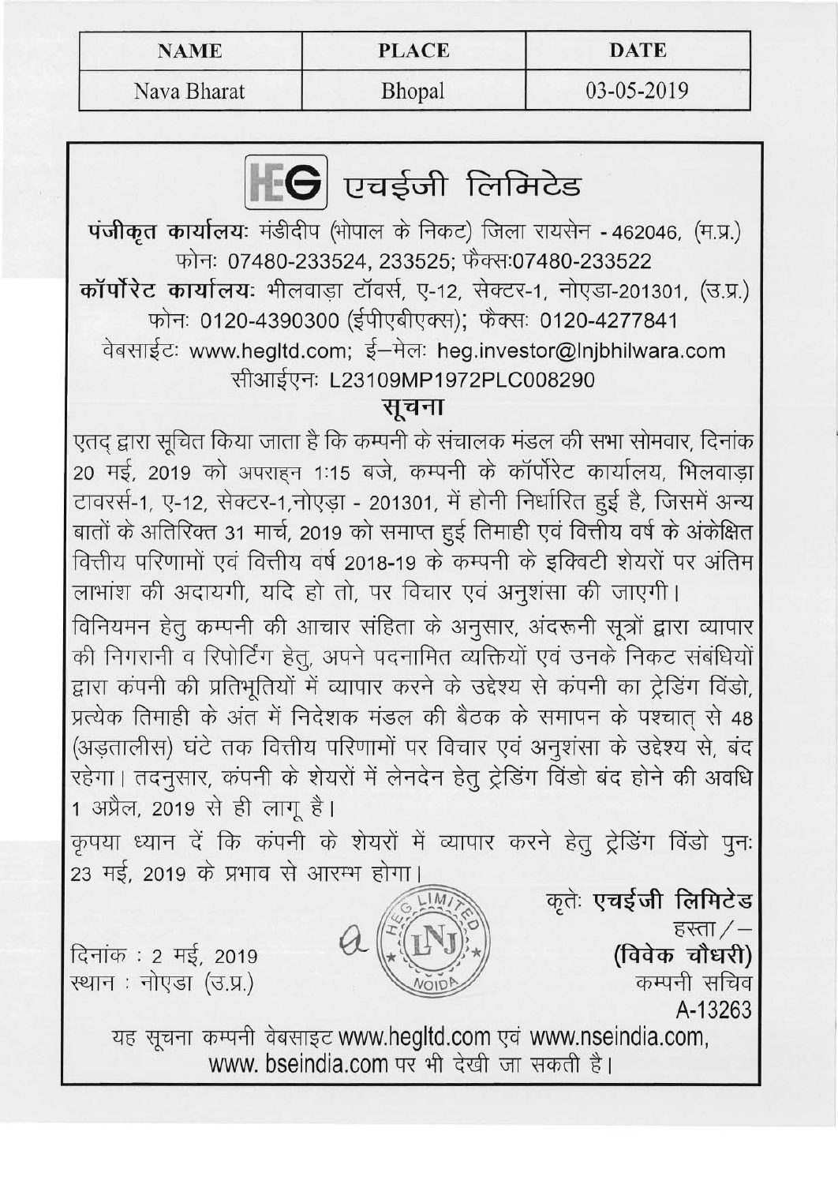| NAME | PLACE | DATE |
|---|---|---|
| Nava Bharat | Bhopal | 03-05-2019 |

# एचईजी लिमिटेड

**पंजीकृत कार्यालयः** मंडीदीप (भोपाल के निकट) जिला रायसेन - 462046, (म.प्र.)
फोनः 07480-233524, 233525; फैक्सः07480-233522
**कॉर्पोरेट कार्यालयः** भीलवाड़ा टॉवर्स, ए-12, सेक्टर-1, नोएडा-201301, (उ.प्र.)
फोनः 0120-4390300 (ईपीएबीएक्स); फैक्सः 0120-4277841
वेबसाईटः www.hegltd.com; ई-मेलः heg.investor@lnjbhilwara.com
सीआईएनः L23109MP1972PLC008290

## सूचना

एतद् द्वारा सूचित किया जाता है कि कम्पनी के संचालक मंडल की सभा सोमवार, दिनांक 20 मई, 2019 को अपराह्न 1:15 बजे, कम्पनी के कॉर्पोरेट कार्यालय, भिलवाड़ा टावरर्स-1, ए-12, सेक्टर-1,नोएड़ा - 201301, में होनी निर्धारित हुई है, जिसमें अन्य बातों के अतिरिक्त 31 मार्च, 2019 को समाप्त हुई तिमाही एवं वित्तीय वर्ष के अंकेक्षित वित्तीय परिणामों एवं वित्तीय वर्ष 2018-19 के कम्पनी के इक्विटी शेयरों पर अंतिम लाभांश की अदायगी, यदि हो तो, पर विचार एवं अनुशंसा की जाएगी।

विनियमन हेतु कम्पनी की आचार संहिता के अनुसार, अंदरूनी सूत्रों द्वारा व्यापार की निगरानी व रिपोर्टिंग हेतु, अपने पदनामित व्यक्तियों एवं उनके निकट संबंधियों द्वारा कंपनी की प्रतिभूतियों में व्यापार करने के उद्देश्य से कंपनी का ट्रेडिंग विंडो, प्रत्येक तिमाही के अंत में निदेशक मंडल की बैठक के समापन के पश्चात् से 48 (अड़तालीस) घंटे तक वित्तीय परिणामों पर विचार एवं अनुशंसा के उद्देश्य से, बंद रहेगा। तदनुसार, कंपनी के शेयरों में लेनदेन हेतु ट्रेडिंग विंडो बंद होने की अवधि 1 अप्रैल, 2019 से ही लागू है।

कृपया ध्यान दें कि कंपनी के शेयरों में व्यापार करने हेतु ट्रेडिंग विंडो पुनः 23 मई, 2019 के प्रभाव से आरम्भ होगा।

कृतः **एचईजी लिमिटेड**
हस्ता/-
**(विवेक चौधरी)**
कम्पनी सचिव
A-13263

दिनांक : 2 मई, 2019
स्थान : नोएडा (उ.प्र.)

यह सूचना कम्पनी वेबसाइट www.hegltd.com एवं www.nseindia.com, www. bseindia.com पर भी देखी जा सकती है।